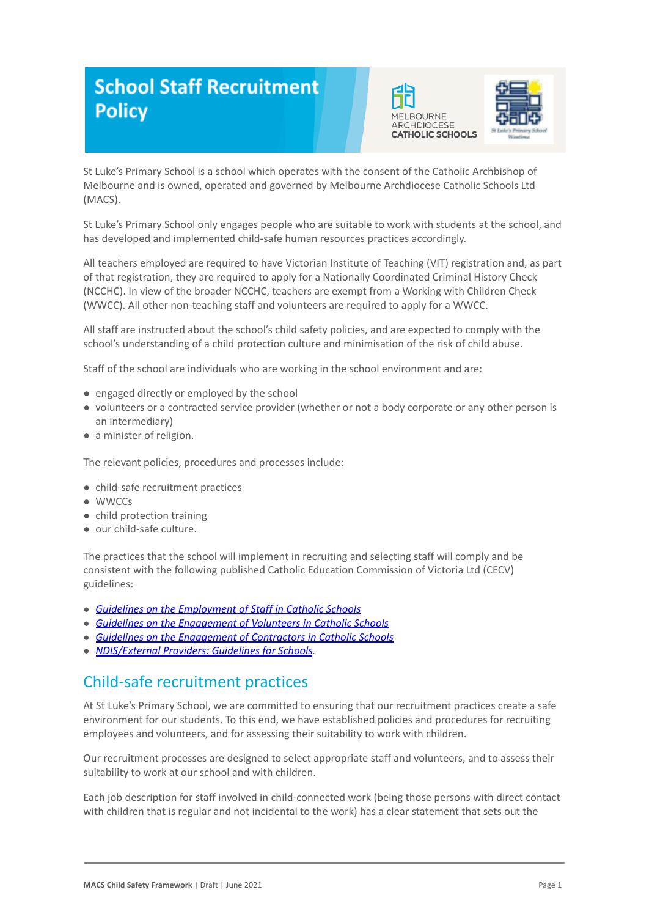# School Staff Recruitment Policy

St Luke's Primary School is a school which operates with the consent of the Catholic Archbishop of Melbourne and is owned, operated and governed by Melbourne Archdiocese Catholic Schools Ltd (MACS).

St Luke's Primary School only engages people who are suitable to work with students at the school, and has developed and implemented child-safe human resources practices accordingly.

All teachers employed are required to have Victorian Institute of Teaching (VIT) registration and, as part of that registration, they are required to apply for a Nationally Coordinated Criminal History Check (NCCHC). In view of the broader NCCHC, teachers are exempt from a Working with Children Check (WWCC). All other non-teaching staff and volunteers are required to apply for a WWCC.

All staff are instructed about the school's child safety policies, and are expected to comply with the school's understanding of a child protection culture and minimisation of the risk of child abuse.

Staff of the school are individuals who are working in the school environment and are:

- engaged directly or employed by the school
- volunteers or a contracted service provider (whether or not a body corporate or any other person is an intermediary)
- a minister of religion.

The relevant policies, procedures and processes include:

- child-safe recruitment practices
- WWCCs
- child protection training
- our child-safe culture.

The practices that the school will implement in recruiting and selecting staff will comply and be consistent with the following published Catholic Education Commission of Victoria Ltd (CECV) guidelines:

- *Guidelines on the Employment of Staff in Catholic Schools*
- *Guidelines on the Engagement of Volunteers in Catholic Schools*
- *Guidelines on the Engagement of Contractors in Catholic Schools*
- *NDIS/External Providers: Guidelines for Schools*.

## Child-safe recruitment practices

At St Luke's Primary School, we are committed to ensuring that our recruitment practices create a safe environment for our students. To this end, we have established policies and procedures for recruiting employees and volunteers, and for assessing their suitability to work with children.

Our recruitment processes are designed to select appropriate staff and volunteers, and to assess their suitability to work at our school and with children.

Each job description for staff involved in child-connected work (being those persons with direct contact with children that is regular and not incidental to the work) has a clear statement that sets out the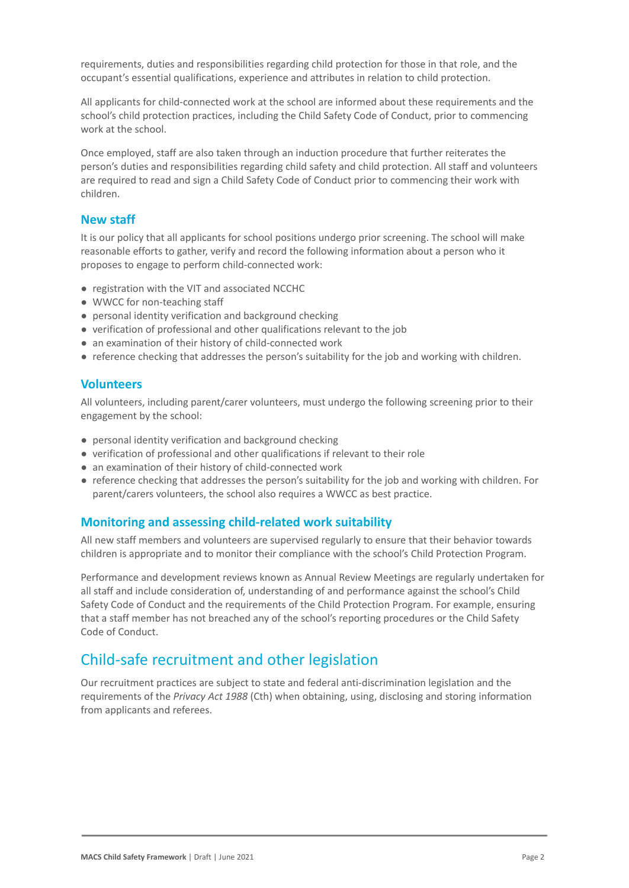requirements, duties and responsibilities regarding child protection for those in that role, and the occupant's essential qualifications, experience and attributes in relation to child protection.

All applicants for child-connected work at the school are informed about these requirements and the school's child protection practices, including the Child Safety Code of Conduct, prior to commencing work at the school.

Once employed, staff are also taken through an induction procedure that further reiterates the person's duties and responsibilities regarding child safety and child protection. All staff and volunteers are required to read and sign a Child Safety Code of Conduct prior to commencing their work with children.

### New staff

It is our policy that all applicants for school positions undergo prior screening. The school will make reasonable efforts to gather, verify and record the following information about a person who it proposes to engage to perform child-connected work:

- registration with the VIT and associated NCCHC
- WWCC for non-teaching staff
- personal identity verification and background checking
- verification of professional and other qualifications relevant to the job
- an examination of their history of child-connected work
- reference checking that addresses the person's suitability for the job and working with children.

### Volunteers

All volunteers, including parent/carer volunteers, must undergo the following screening prior to their engagement by the school:

- personal identity verification and background checking
- verification of professional and other qualifications if relevant to their role
- an examination of their history of child-connected work
- reference checking that addresses the person's suitability for the job and working with children. For parent/carers volunteers, the school also requires a WWCC as best practice.

### Monitoring and assessing child-related work suitability

All new staff members and volunteers are supervised regularly to ensure that their behavior towards children is appropriate and to monitor their compliance with the school's Child Protection Program.

Performance and development reviews known as Annual Review Meetings are regularly undertaken for all staff and include consideration of, understanding of and performance against the school's Child Safety Code of Conduct and the requirements of the Child Protection Program. For example, ensuring that a staff member has not breached any of the school's reporting procedures or the Child Safety Code of Conduct.

## Child-safe recruitment and other legislation

Our recruitment practices are subject to state and federal anti-discrimination legislation and the requirements of the *Privacy Act 1988* (Cth) when obtaining, using, disclosing and storing information from applicants and referees.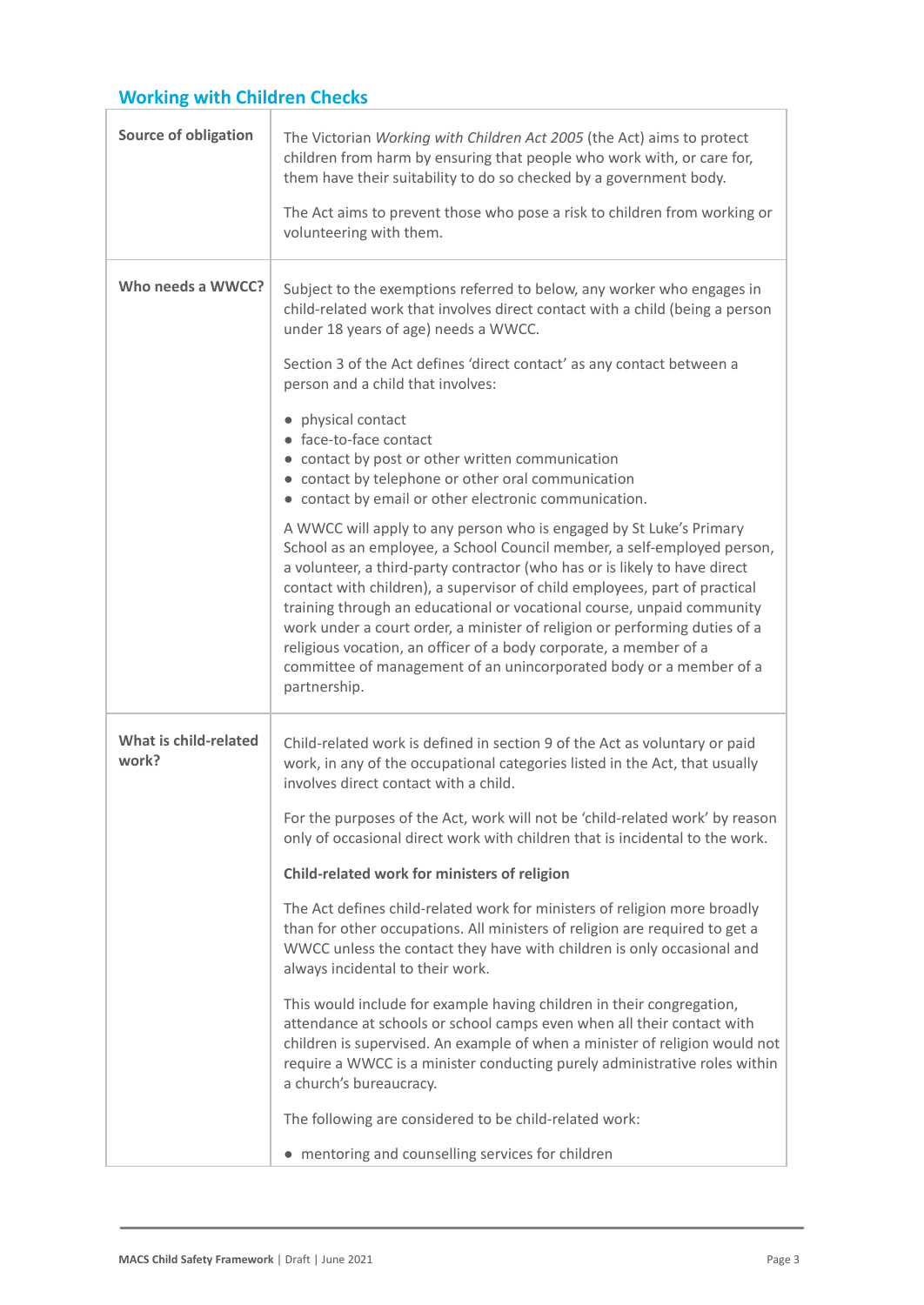## Working with Children Checks

| | |
|---|---|
| **Source of obligation** | The Victorian *Working with Children Act 2005* (the Act) aims to protect children from harm by ensuring that people who work with, or care for, them have their suitability to do so checked by a government body.<br><br>The Act aims to prevent those who pose a risk to children from working or volunteering with them. |
| **Who needs a WWCC?** | Subject to the exemptions referred to below, any worker who engages in child-related work that involves direct contact with a child (being a person under 18 years of age) needs a WWCC.<br><br>Section 3 of the Act defines 'direct contact' as any contact between a person and a child that involves:<br><br>• physical contact<br>• face-to-face contact<br>• contact by post or other written communication<br>• contact by telephone or other oral communication<br>• contact by email or other electronic communication.<br><br>A WWCC will apply to any person who is engaged by St Luke's Primary School as an employee, a School Council member, a self-employed person, a volunteer, a third-party contractor (who has or is likely to have direct contact with children), a supervisor of child employees, part of practical training through an educational or vocational course, unpaid community work under a court order, a minister of religion or performing duties of a religious vocation, an officer of a body corporate, a member of a committee of management of an unincorporated body or a member of a partnership. |
| **What is child-related work?** | Child-related work is defined in section 9 of the Act as voluntary or paid work, in any of the occupational categories listed in the Act, that usually involves direct contact with a child.<br><br>For the purposes of the Act, work will not be 'child-related work' by reason only of occasional direct work with children that is incidental to the work.<br><br>**Child-related work for ministers of religion**<br><br>The Act defines child-related work for ministers of religion more broadly than for other occupations. All ministers of religion are required to get a WWCC unless the contact they have with children is only occasional and always incidental to their work.<br><br>This would include for example having children in their congregation, attendance at schools or school camps even when all their contact with children is supervised. An example of when a minister of religion would not require a WWCC is a minister conducting purely administrative roles within a church's bureaucracy.<br><br>The following are considered to be child-related work:<br><br>• mentoring and counselling services for children |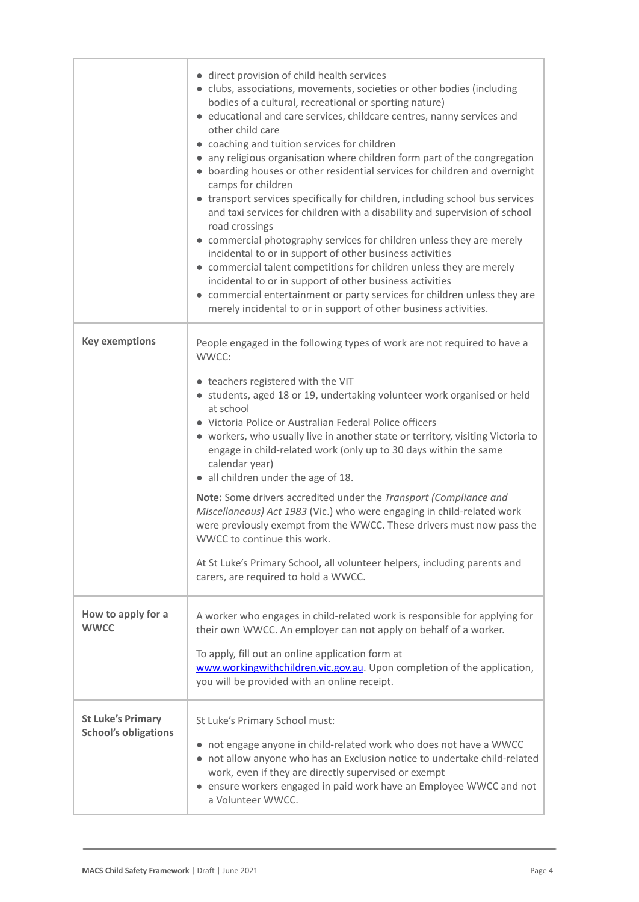| | |
|---|---|
| | • direct provision of child health services<br>• clubs, associations, movements, societies or other bodies (including bodies of a cultural, recreational or sporting nature)<br>• educational and care services, childcare centres, nanny services and other child care<br>• coaching and tuition services for children<br>• any religious organisation where children form part of the congregation<br>• boarding houses or other residential services for children and overnight camps for children<br>• transport services specifically for children, including school bus services and taxi services for children with a disability and supervision of school road crossings<br>• commercial photography services for children unless they are merely incidental to or in support of other business activities<br>• commercial talent competitions for children unless they are merely incidental to or in support of other business activities<br>• commercial entertainment or party services for children unless they are merely incidental to or in support of other business activities. |
| **Key exemptions** | People engaged in the following types of work are not required to have a WWCC:<br><br>• teachers registered with the VIT<br>• students, aged 18 or 19, undertaking volunteer work organised or held at school<br>• Victoria Police or Australian Federal Police officers<br>• workers, who usually live in another state or territory, visiting Victoria to engage in child-related work (only up to 30 days within the same calendar year)<br>• all children under the age of 18.<br><br>**Note:** Some drivers accredited under the *Transport (Compliance and Miscellaneous) Act 1983* (Vic.) who were engaging in child-related work were previously exempt from the WWCC. These drivers must now pass the WWCC to continue this work.<br><br>At St Luke's Primary School, all volunteer helpers, including parents and carers, are required to hold a WWCC. |
| **How to apply for a WWCC** | A worker who engages in child-related work is responsible for applying for their own WWCC. An employer can not apply on behalf of a worker.<br><br>To apply, fill out an online application form at www.workingwithchildren.vic.gov.au. Upon completion of the application, you will be provided with an online receipt. |
| **St Luke's Primary School's obligations** | St Luke's Primary School must:<br><br>• not engage anyone in child-related work who does not have a WWCC<br>• not allow anyone who has an Exclusion notice to undertake child-related work, even if they are directly supervised or exempt<br>• ensure workers engaged in paid work have an Employee WWCC and not a Volunteer WWCC. |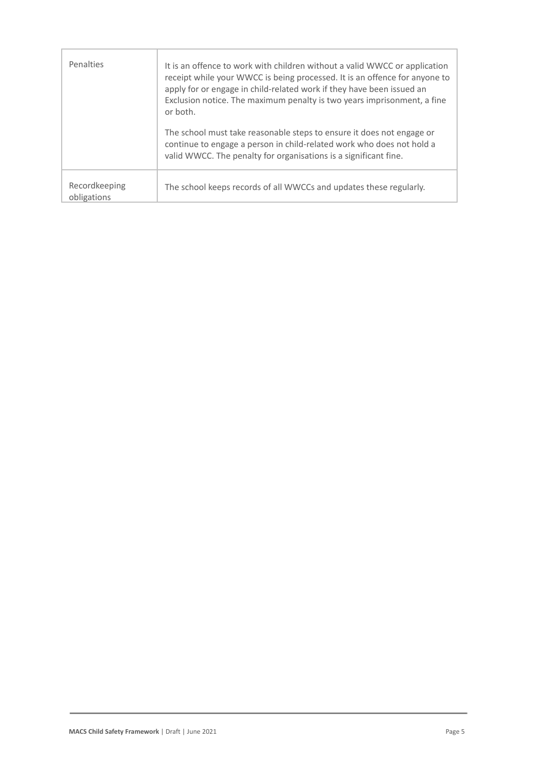| | |
|---|---|
| Penalties | It is an offence to work with children without a valid WWCC or application receipt while your WWCC is being processed. It is an offence for anyone to apply for or engage in child-related work if they have been issued an Exclusion notice. The maximum penalty is two years imprisonment, a fine or both.<br><br>The school must take reasonable steps to ensure it does not engage or continue to engage a person in child-related work who does not hold a valid WWCC. The penalty for organisations is a significant fine. |
| Recordkeeping obligations | The school keeps records of all WWCCs and updates these regularly. |